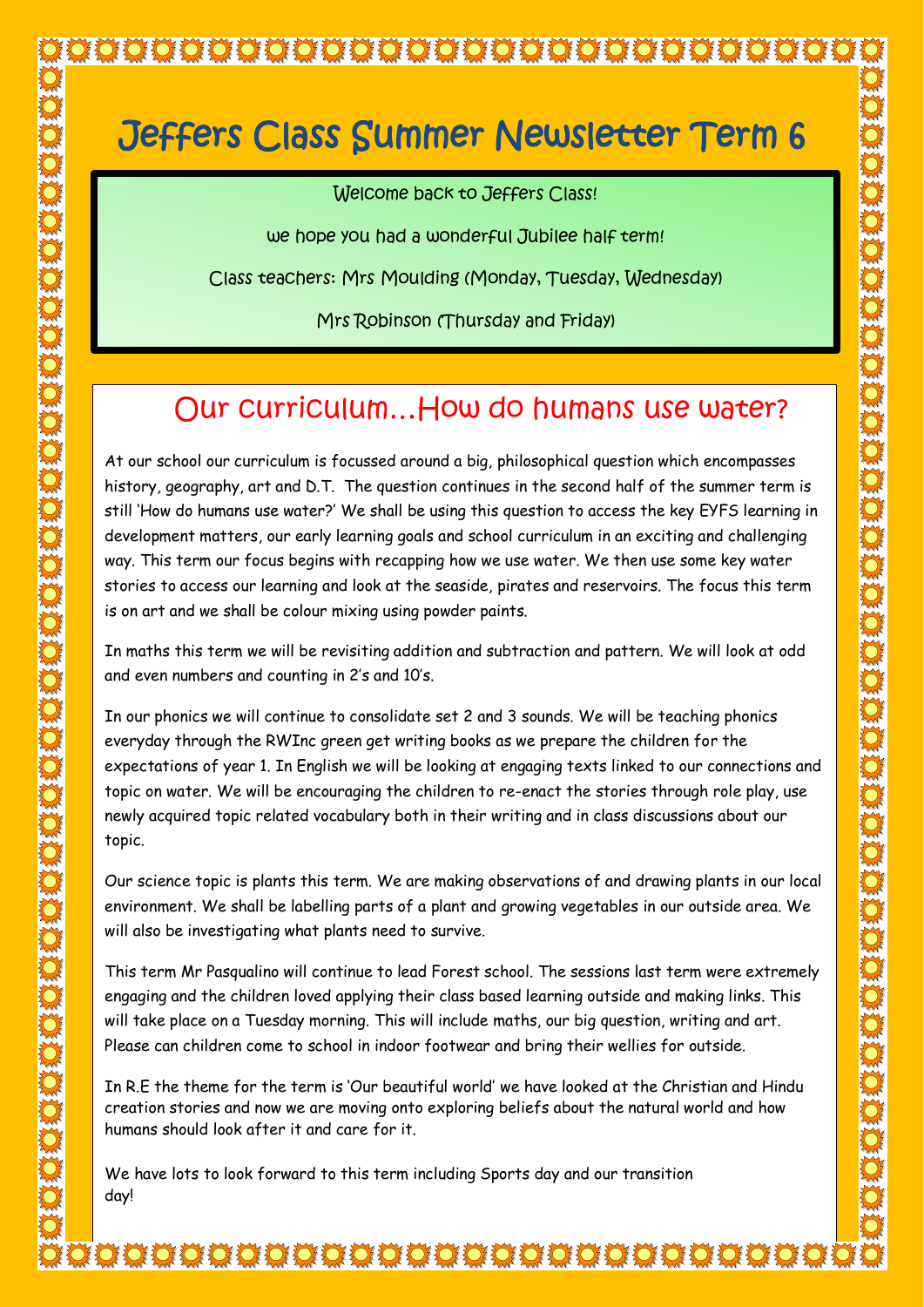# Jeffers Class Summer Newsletter Term 6

Welcome back to Jeffers Class!

we hope you had a wonderful Jubilee half term!

Class teachers: Mrs Moulding (Monday, Tuesday, Wednesday)

Mrs Robinson (Thursday and Friday)

## Our curriculum…How do humans use water?

At our school our curriculum is focussed around a big, philosophical question which encompasses history, geography, art and D.T. The question continues in the second half of the summer term is still 'How do humans use water?' We shall be using this question to access the key EYFS learning in development matters, our early learning goals and school curriculum in an exciting and challenging way. This term our focus begins with recapping how we use water. We then use some key water stories to access our learning and look at the seaside, pirates and reservoirs. The focus this term is on art and we shall be colour mixing using powder paints.

In maths this term we will be revisiting addition and subtraction and pattern. We will look at odd and even numbers and counting in 2's and 10's.

In our phonics we will continue to consolidate set 2 and 3 sounds. We will be teaching phonics everyday through the RWInc green get writing books as we prepare the children for the expectations of year 1. In English we will be looking at engaging texts linked to our connections and topic on water. We will be encouraging the children to re-enact the stories through role play, use newly acquired topic related vocabulary both in their writing and in class discussions about our topic.

Our science topic is plants this term. We are making observations of and drawing plants in our local environment. We shall be labelling parts of a plant and growing vegetables in our outside area. We will also be investigating what plants need to survive.

This term Mr Pasqualino will continue to lead Forest school. The sessions last term were extremely engaging and the children loved applying their class based learning outside and making links. This will take place on a Tuesday morning. This will include maths, our big question, writing and art. Please can children come to school in indoor footwear and bring their wellies for outside.

In R.E the theme for the term is 'Our beautiful world' we have looked at the Christian and Hindu creation stories and now we are moving onto exploring beliefs about the natural world and how humans should look after it and care for it.

We have lots to look forward to this term including Sports day and our transition day!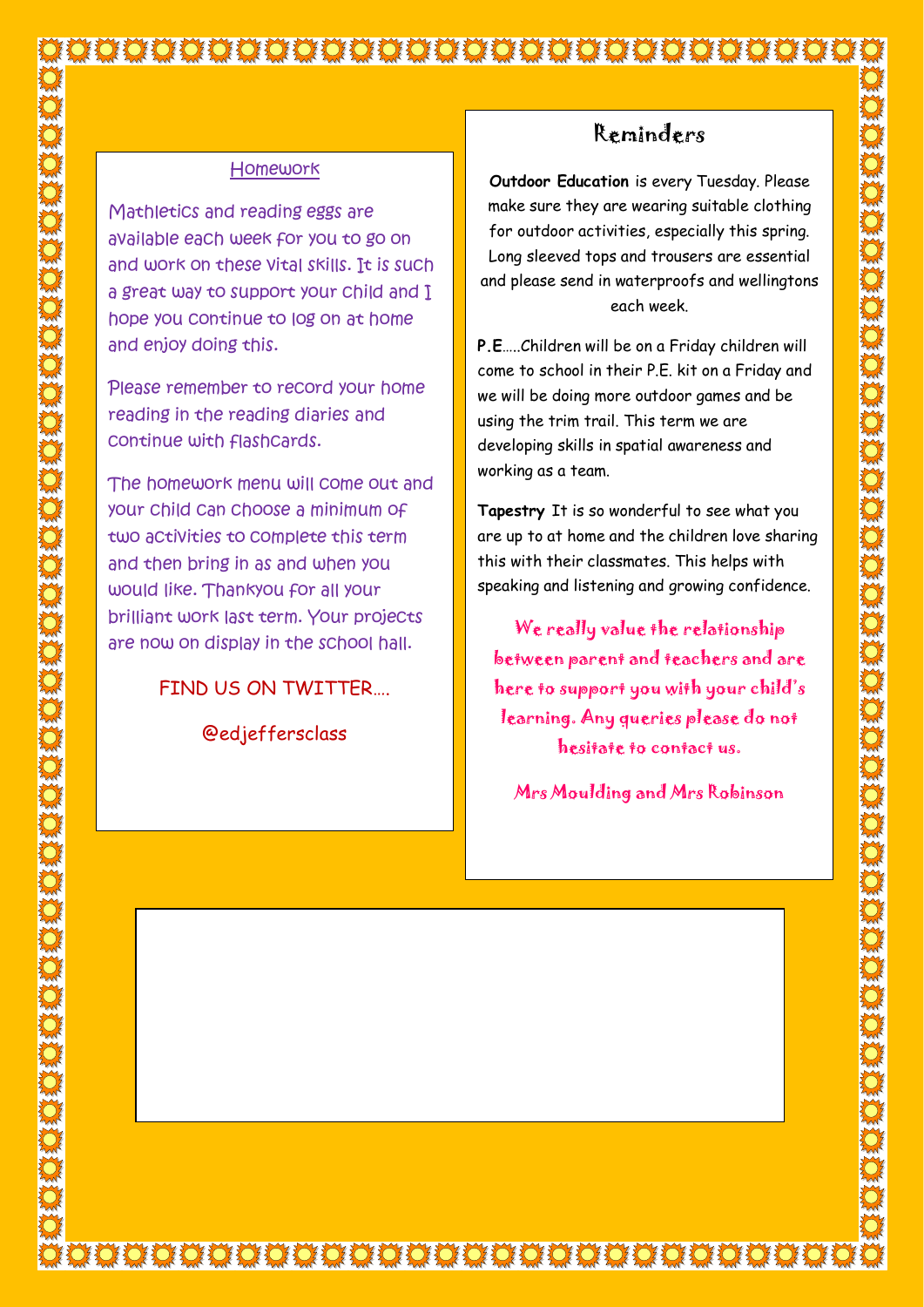## Homework

Mathletics and reading eggs are available each week for you to go on and work on these vital skills. It is such a great way to support your child and I hope you continue to log on at home and enjoy doing this.

Please remember to record your home reading in the reading diaries and continue with flashcards.

The homework menu will come out and your child can choose a minimum of two activities to complete this term and then bring in as and when you would like. Thankyou for all your brilliant work last term. Your projects are now on display in the school hall.

FIND US ON TWITTER….

@edjeffersclass

## Reminders

**Outdoor Education** is every Tuesday. Please make sure they are wearing suitable clothing for outdoor activities, especially this spring. Long sleeved tops and trousers are essential and please send in waterproofs and wellingtons each week.

**P.E**…..Children will be on a Friday children will come to school in their P.E. kit on a Friday and we will be doing more outdoor games and be using the trim trail. This term we are developing skills in spatial awareness and working as a team.

**Tapestry** It is so wonderful to see what you are up to at home and the children love sharing this with their classmates. This helps with speaking and listening and growing confidence.

We really value the relationship between parent and teachers and are here to support you with your child's learning. Any queries please do not hesitate to contact us.

Mrs Moulding and Mrs Robinson